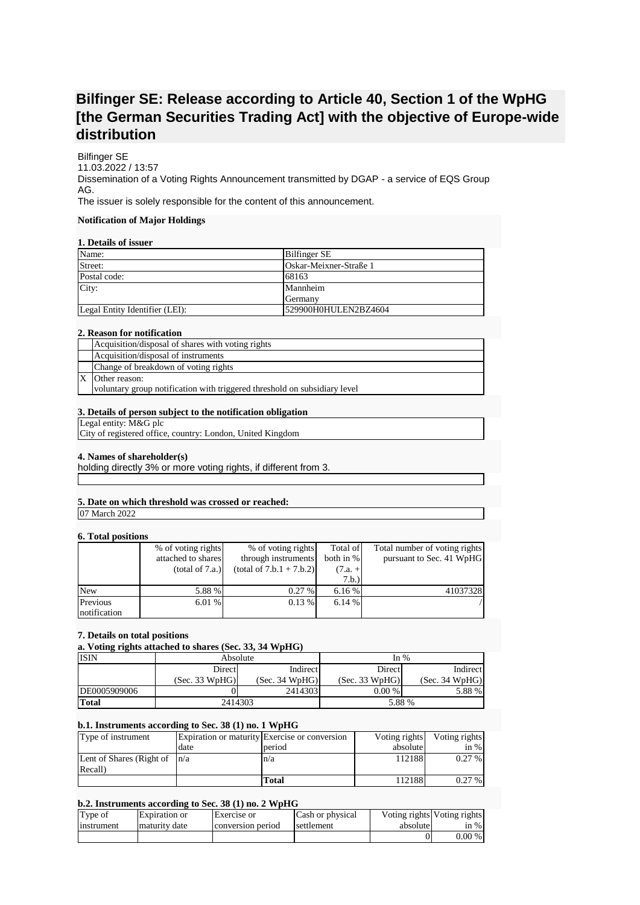# Bilfinger SE: Release according to Article 40, Section 1 of the WpHG [the German Securities Trading Act] with the objective of Europe-wide distribution

Bilfinger SE
11.03.2022 / 13:57
Dissemination of a Voting Rights Announcement transmitted by DGAP - a service of EQS Group AG.
The issuer is solely responsible for the content of this announcement.

**Notification of Major Holdings**

**1. Details of issuer**

| Name: | Bilfinger SE |
|---|---|
| Street: | Oskar-Meixner-Straße 1 |
| Postal code: | 68163 |
| City: | Mannheim<br>Germany |
| Legal Entity Identifier (LEI): | 529900H0HULEN2BZ4604 |

**2. Reason for notification**

| | |
|---|---|
| | Acquisition/disposal of shares with voting rights |
| | Acquisition/disposal of instruments |
| | Change of breakdown of voting rights |
| X | Other reason:<br>voluntary group notification with triggered threshold on subsidiary level |

**3. Details of person subject to the notification obligation**

Legal entity: M&G plc
City of registered office, country: London, United Kingdom

**4. Names of shareholder(s)**
holding directly 3% or more voting rights, if different from 3.

**5. Date on which threshold was crossed or reached:**

07 March 2022

**6. Total positions**

| | % of voting rights attached to shares (total of 7.a.) | % of voting rights through instruments (total of 7.b.1 + 7.b.2) | Total of both in % (7.a. + 7.b.) | Total number of voting rights pursuant to Sec. 41 WpHG |
|---|---|---|---|---|
| New | 5.88 % | 0.27 % | 6.16 % | 41037328 |
| Previous notification | 6.01 % | 0.13 % | 6.14 % | / |

**7. Details on total positions**

**a. Voting rights attached to shares (Sec. 33, 34 WpHG)**

| ISIN | Absolute | | In % | |
|---|---|---|---|---|
| | Direct (Sec. 33 WpHG) | Indirect (Sec. 34 WpHG) | Direct (Sec. 33 WpHG) | Indirect (Sec. 34 WpHG) |
| DE0005909006 | 0 | 2414303 | 0.00 % | 5.88 % |
| **Total** | 2414303 | | 5.88 % | |

**b.1. Instruments according to Sec. 38 (1) no. 1 WpHG**

| Type of instrument | Expiration or maturity date | Exercise or conversion period | Voting rights absolute | Voting rights in % |
|---|---|---|---|---|
| Lent of Shares (Right of Recall) | n/a | n/a | 112188 | 0.27 % |
| | | **Total** | 112188 | 0.27 % |

**b.2. Instruments according to Sec. 38 (1) no. 2 WpHG**

| Type of instrument | Expiration or maturity date | Exercise or conversion period | Cash or physical settlement | Voting rights absolute | Voting rights in % |
|---|---|---|---|---|---|
| | | | | 0 | 0.00 % |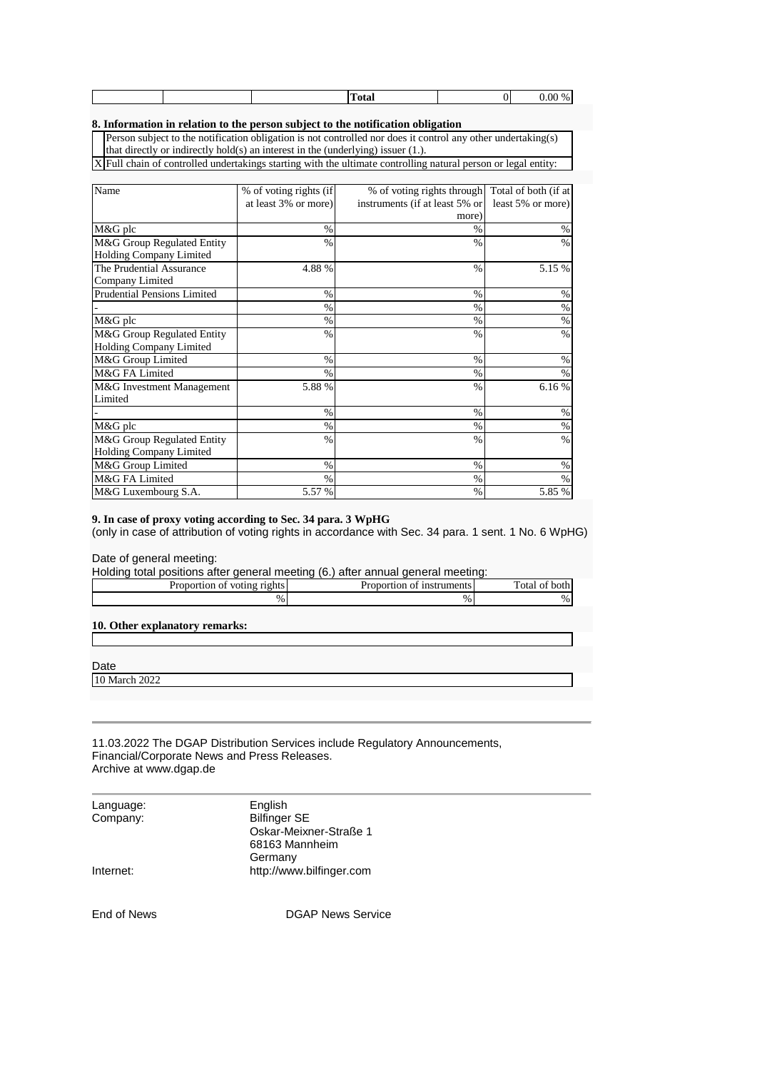| | | | | | |
|---|---|---|---|---|---|
| | | | **Total** | 0 | 0.00 % |

**8. Information in relation to the person subject to the notification obligation**

| | |
|---|---|
| | Person subject to the notification obligation is not controlled nor does it control any other undertaking(s) that directly or indirectly hold(s) an interest in the (underlying) issuer (1.). |
| X | Full chain of controlled undertakings starting with the ultimate controlling natural person or legal entity: |

| Name | % of voting rights (if at least 3% or more) | % of voting rights through instruments (if at least 5% or more) | Total of both (if at least 5% or more) |
|---|---|---|---|
| M&G plc | % | % | % |
| M&G Group Regulated Entity Holding Company Limited | % | % | % |
| The Prudential Assurance Company Limited | 4.88 % | % | 5.15 % |
| Prudential Pensions Limited | % | % | % |
| - | % | % | % |
| M&G plc | % | % | % |
| M&G Group Regulated Entity Holding Company Limited | % | % | % |
| M&G Group Limited | % | % | % |
| M&G FA Limited | % | % | % |
| M&G Investment Management Limited | 5.88 % | % | 6.16 % |
| - | % | % | % |
| M&G plc | % | % | % |
| M&G Group Regulated Entity Holding Company Limited | % | % | % |
| M&G Group Limited | % | % | % |
| M&G FA Limited | % | % | % |
| M&G Luxembourg S.A. | 5.57 % | % | 5.85 % |

**9. In case of proxy voting according to Sec. 34 para. 3 WpHG**
(only in case of attribution of voting rights in accordance with Sec. 34 para. 1 sent. 1 No. 6 WpHG)

Date of general meeting:

Holding total positions after general meeting (6.) after annual general meeting:

| Proportion of voting rights | Proportion of instruments | Total of both |
|---|---|---|
| % | % | % |

**10. Other explanatory remarks:**

Date

10 March 2022

---

11.03.2022 The DGAP Distribution Services include Regulatory Announcements, Financial/Corporate News and Press Releases.
Archive at www.dgap.de

---

| | |
|---|---|
| Language: | English |
| Company: | Bilfinger SE<br>Oskar-Meixner-Straße 1<br>68163 Mannheim<br>Germany |
| Internet: | http://www.bilfinger.com |

End of News DGAP News Service